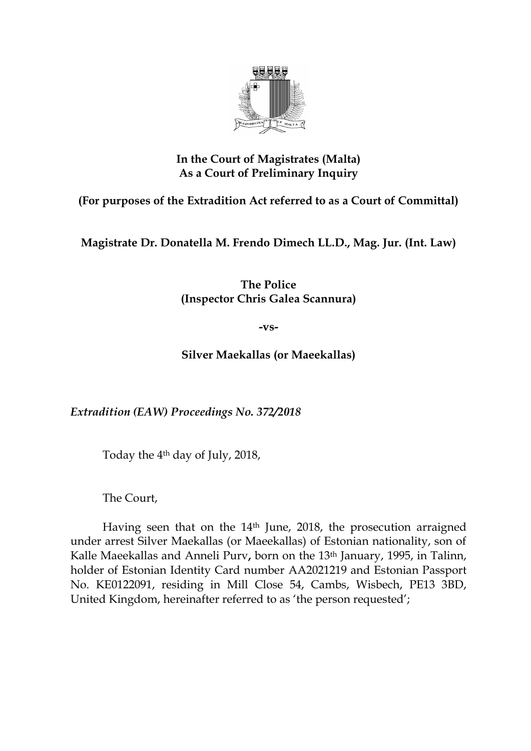**In the Court of Magistrates (Malta)**
**As a Court of Preliminary Inquiry**

**(For purposes of the Extradition Act referred to as a Court of Committal)**

**Magistrate Dr. Donatella M. Frendo Dimech LL.D., Mag. Jur. (Int. Law)**

**The Police**
**(Inspector Chris Galea Scannura)**

**-vs-**

**Silver Maekallas (or Maeekallas)**

*Extradition (EAW) Proceedings No. 372/2018*

Today the 4th day of July, 2018,

The Court,

Having seen that on the 14th June, 2018, the prosecution arraigned under arrest Silver Maekallas (or Maeekallas) of Estonian nationality, son of Kalle Maeekallas and Anneli Purv**,** born on the 13th January, 1995, in Talinn, holder of Estonian Identity Card number AA2021219 and Estonian Passport No. KE0122091, residing in Mill Close 54, Cambs, Wisbech, PE13 3BD, United Kingdom, hereinafter referred to as 'the person requested';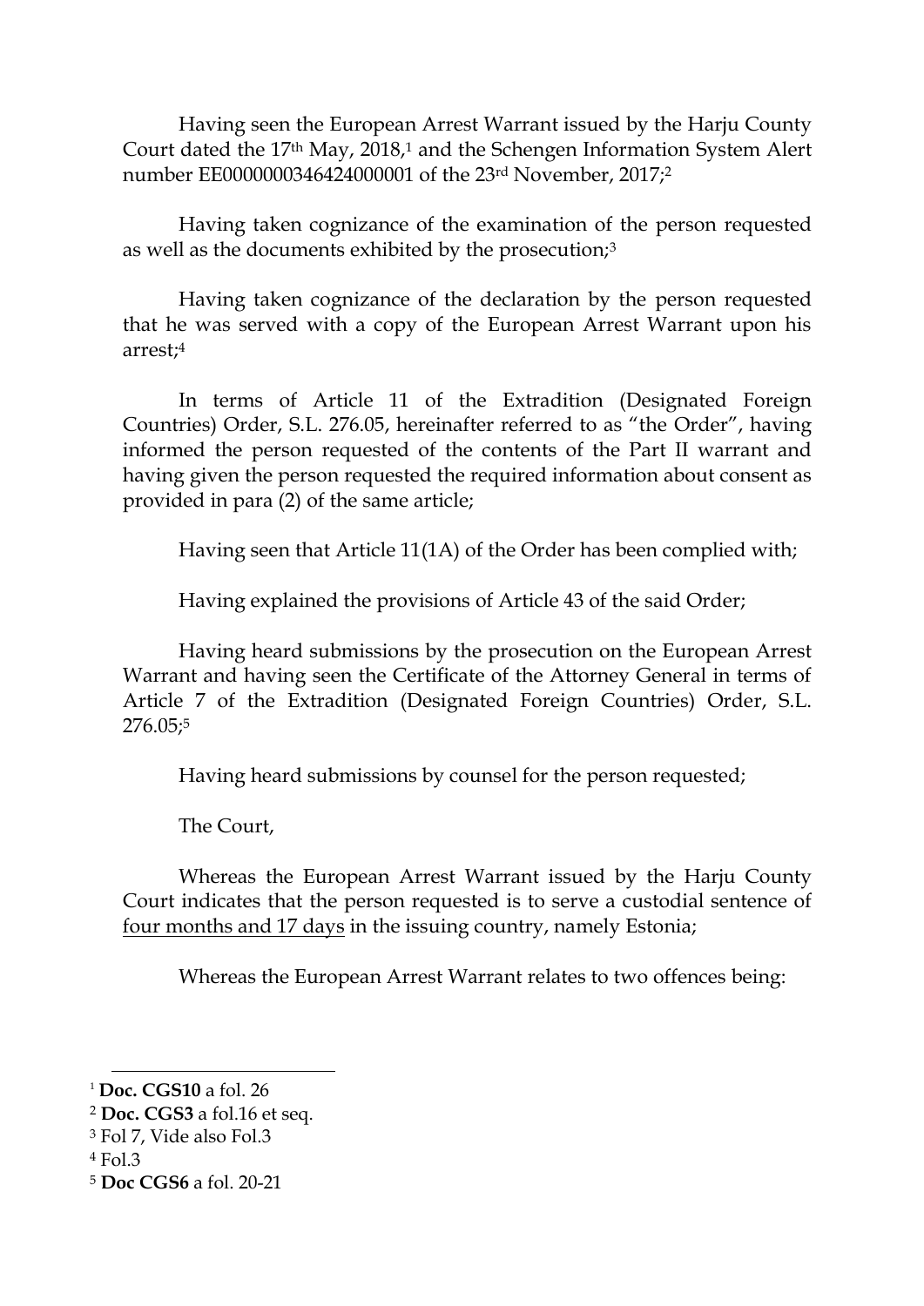Having seen the European Arrest Warrant issued by the Harju County Court dated the 17th May, 2018,[1] and the Schengen Information System Alert number EE0000000346424000001 of the 23rd November, 2017;[2]

Having taken cognizance of the examination of the person requested as well as the documents exhibited by the prosecution;[3]

Having taken cognizance of the declaration by the person requested that he was served with a copy of the European Arrest Warrant upon his arrest;[4]

In terms of Article 11 of the Extradition (Designated Foreign Countries) Order, S.L. 276.05, hereinafter referred to as "the Order", having informed the person requested of the contents of the Part II warrant and having given the person requested the required information about consent as provided in para (2) of the same article;

Having seen that Article 11(1A) of the Order has been complied with;

Having explained the provisions of Article 43 of the said Order;

Having heard submissions by the prosecution on the European Arrest Warrant and having seen the Certificate of the Attorney General in terms of Article 7 of the Extradition (Designated Foreign Countries) Order, S.L. 276.05;[5]

Having heard submissions by counsel for the person requested;

The Court,

Whereas the European Arrest Warrant issued by the Harju County Court indicates that the person requested is to serve a custodial sentence of <u>four months and 17 days</u> in the issuing country, namely Estonia;

Whereas the European Arrest Warrant relates to two offences being:

---

[1] **Doc. CGS10** a fol. 26

[2] **Doc. CGS3** a fol.16 et seq.

[3] Fol 7, Vide also Fol.3

[4] Fol.3

[5] **Doc CGS6** a fol. 20-21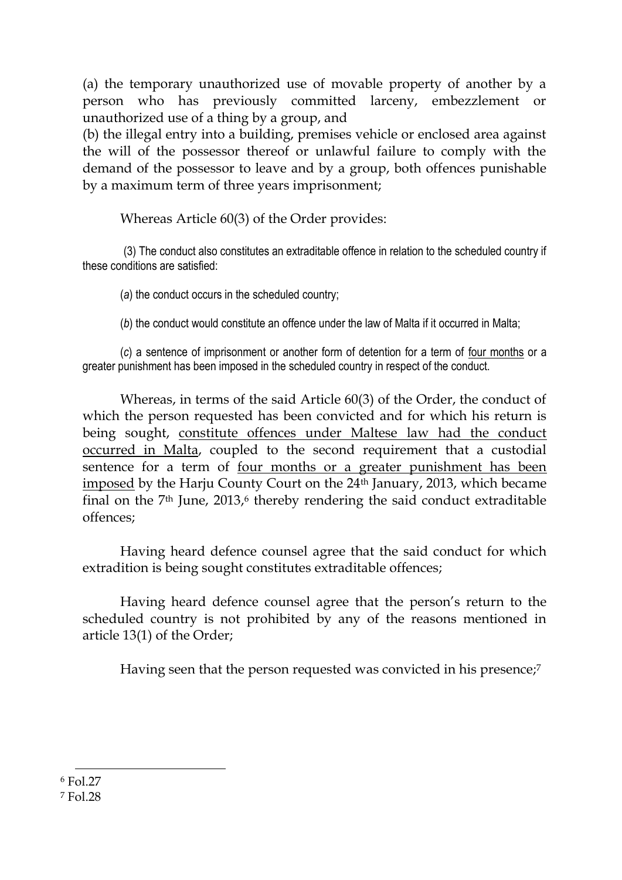(a) the temporary unauthorized use of movable property of another by a person who has previously committed larceny, embezzlement or unauthorized use of a thing by a group, and

(b) the illegal entry into a building, premises vehicle or enclosed area against the will of the possessor thereof or unlawful failure to comply with the demand of the possessor to leave and by a group, both offences punishable by a maximum term of three years imprisonment;

Whereas Article 60(3) of the Order provides:

> (3) The conduct also constitutes an extraditable offence in relation to the scheduled country if these conditions are satisfied:
>
> (*a*) the conduct occurs in the scheduled country;
>
> (*b*) the conduct would constitute an offence under the law of Malta if it occurred in Malta;
>
> (*c*) a sentence of imprisonment or another form of detention for a term of <u>four months</u> or a greater punishment has been imposed in the scheduled country in respect of the conduct.

Whereas, in terms of the said Article 60(3) of the Order, the conduct of which the person requested has been convicted and for which his return is being sought, <u>constitute offences under Maltese law had the conduct occurred in Malta</u>, coupled to the second requirement that a custodial sentence for a term of <u>four months or a greater punishment has been imposed</u> by the Harju County Court on the 24th January, 2013, which became final on the 7th June, 2013,[6] thereby rendering the said conduct extraditable offences;

Having heard defence counsel agree that the said conduct for which extradition is being sought constitutes extraditable offences;

Having heard defence counsel agree that the person's return to the scheduled country is not prohibited by any of the reasons mentioned in article 13(1) of the Order;

Having seen that the person requested was convicted in his presence;[7]

---

[6] Fol.27

[7] Fol.28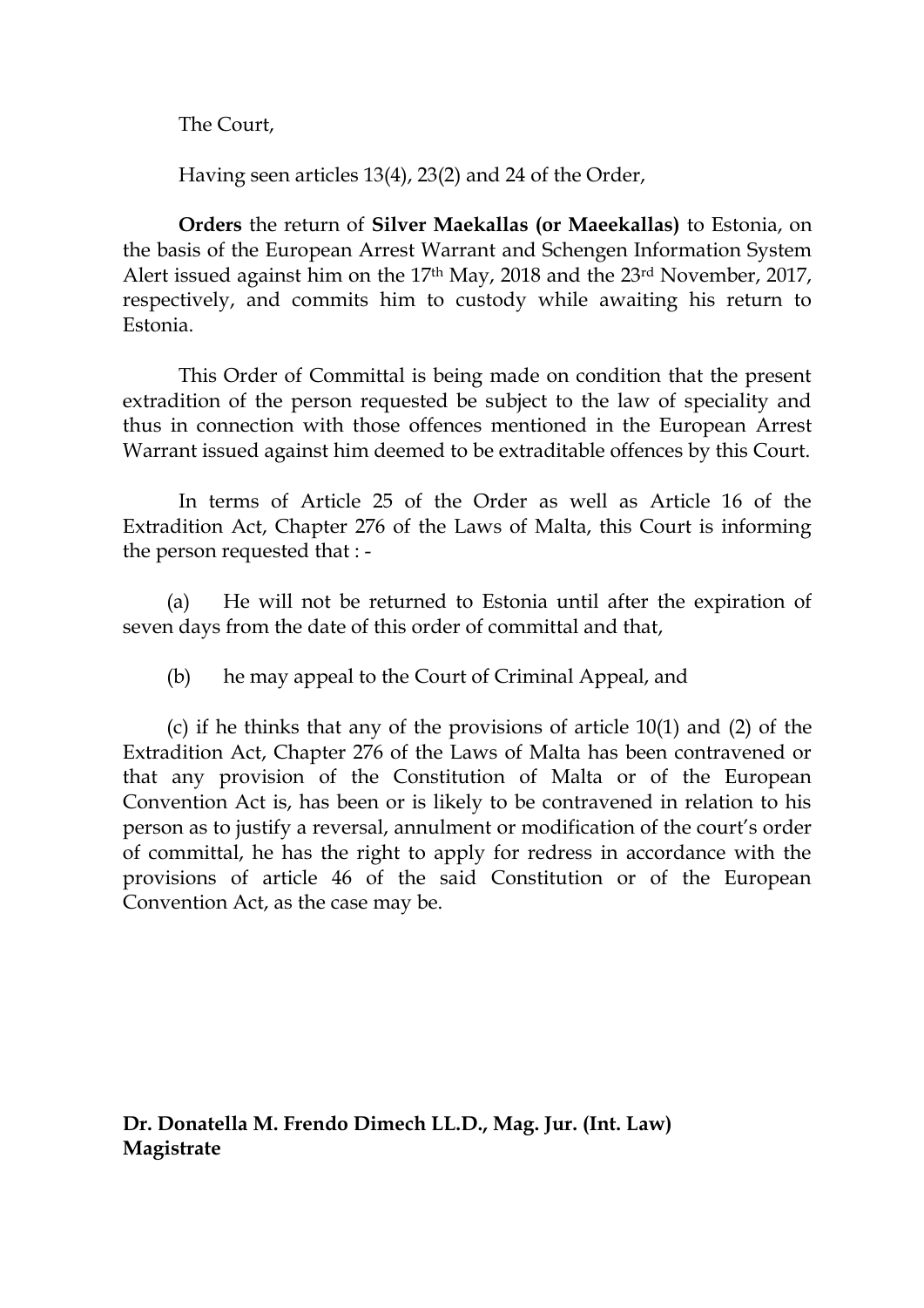The Court,

Having seen articles 13(4), 23(2) and 24 of the Order,

**Orders** the return of **Silver Maekallas (or Maeekallas)** to Estonia, on the basis of the European Arrest Warrant and Schengen Information System Alert issued against him on the 17th May, 2018 and the 23rd November, 2017, respectively, and commits him to custody while awaiting his return to Estonia.

This Order of Committal is being made on condition that the present extradition of the person requested be subject to the law of speciality and thus in connection with those offences mentioned in the European Arrest Warrant issued against him deemed to be extraditable offences by this Court.

In terms of Article 25 of the Order as well as Article 16 of the Extradition Act, Chapter 276 of the Laws of Malta, this Court is informing the person requested that : -

(a) He will not be returned to Estonia until after the expiration of seven days from the date of this order of committal and that,

(b) he may appeal to the Court of Criminal Appeal, and

(c) if he thinks that any of the provisions of article 10(1) and (2) of the Extradition Act, Chapter 276 of the Laws of Malta has been contravened or that any provision of the Constitution of Malta or of the European Convention Act is, has been or is likely to be contravened in relation to his person as to justify a reversal, annulment or modification of the court's order of committal, he has the right to apply for redress in accordance with the provisions of article 46 of the said Constitution or of the European Convention Act, as the case may be.

**Dr. Donatella M. Frendo Dimech LL.D., Mag. Jur. (Int. Law)**
**Magistrate**